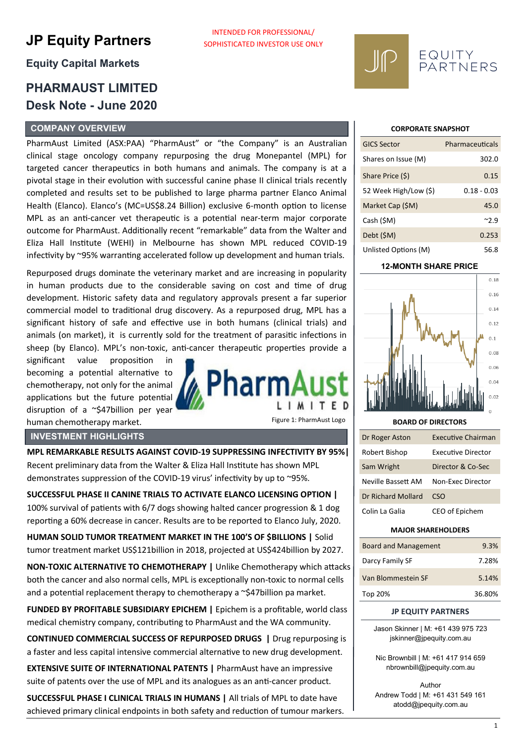# JP Equity Partners

INTENDED FOR PROFESSIONAL/ SOPHISTICATED INVESTOR USE ONLY

## Equity Capital Markets

# PHARMAUST LIMITED
# Desk Note - June 2020

## COMPANY OVERVIEW

PharmAust Limited (ASX:PAA) "PharmAust" or "the Company" is an Australian clinical stage oncology company repurposing the drug Monepantel (MPL) for targeted cancer therapeutics in both humans and animals. The company is at a pivotal stage in their evolution with successful canine phase II clinical trials recently completed and results set to be published to large pharma partner Elanco Animal Health (Elanco). Elanco's (MC=US$8.24 Billion) exclusive 6-month option to license MPL as an anti-cancer vet therapeutic is a potential near-term major corporate outcome for PharmAust. Additionally recent "remarkable" data from the Walter and Eliza Hall Institute (WEHI) in Melbourne has shown MPL reduced COVID-19 infectivity by ~95% warranting accelerated follow up development and human trials.

Repurposed drugs dominate the veterinary market and are increasing in popularity in human products due to the considerable saving on cost and time of drug development. Historic safety data and regulatory approvals present a far superior commercial model to traditional drug discovery. As a repurposed drug, MPL has a significant history of safe and effective use in both humans (clinical trials) and animals (on market), it is currently sold for the treatment of parasitic infections in sheep (by Elanco). MPL's non-toxic, anti-cancer therapeutic properties provide a significant value proposition in becoming a potential alternative to chemotherapy, not only for the animal applications but the future potential disruption of a ~$47billion per year human chemotherapy market.

Figure 1: PharmAust Logo

## INVESTMENT HIGHLIGHTS

**MPL REMARKABLE RESULTS AGAINST COVID-19 SUPPRESSING INFECTIVITY BY 95% |** Recent preliminary data from the Walter & Eliza Hall Institute has shown MPL demonstrates suppression of the COVID-19 virus' infectivity by up to ~95%.

**SUCCESSFUL PHASE II CANINE TRIALS TO ACTIVATE ELANCO LICENSING OPTION |** 100% survival of patients with 6/7 dogs showing halted cancer progression & 1 dog reporting a 60% decrease in cancer. Results are to be reported to Elanco July, 2020.

**HUMAN SOLID TUMOR TREATMENT MARKET IN THE 100'S OF $BILLIONS |** Solid tumor treatment market US$121billion in 2018, projected at US$424billion by 2027.

**NON-TOXIC ALTERNATIVE TO CHEMOTHERAPY |** Unlike Chemotherapy which attacks both the cancer and also normal cells, MPL is exceptionally non-toxic to normal cells and a potential replacement therapy to chemotherapy a ~$47billion pa market.

**FUNDED BY PROFITABLE SUBSIDIARY EPICHEM |** Epichem is a profitable, world class medical chemistry company, contributing to PharmAust and the WA community.

**CONTINUED COMMERCIAL SUCCESS OF REPURPOSED DRUGS |** Drug repurposing is a faster and less capital intensive commercial alternative to new drug development.

**EXTENSIVE SUITE OF INTERNATIONAL PATENTS |** PharmAust have an impressive suite of patents over the use of MPL and its analogues as an anti-cancer product.

**SUCCESSFUL PHASE I CLINICAL TRIALS IN HUMANS |** All trials of MPL to date have achieved primary clinical endpoints in both safety and reduction of tumour markers.

### CORPORATE SNAPSHOT

| | |
|---|---|
| GICS Sector | Pharmaceuticals |
| Shares on Issue (M) | 302.0 |
| Share Price ($) | 0.15 |
| 52 Week High/Low ($) | 0.18 - 0.03 |
| Market Cap ($M) | 45.0 |
| Cash ($M) | ~2.9 |
| Debt ($M) | 0.253 |
| Unlisted Options (M) | 56.8 |

### 12-MONTH SHARE PRICE

### BOARD OF DIRECTORS

| | |
|---|---|
| Dr Roger Aston | Executive Chairman |
| Robert Bishop | Executive Director |
| Sam Wright | Director & Co-Sec |
| Neville Bassett AM | Non-Exec Director |
| Dr Richard Mollard | CSO |
| Colin La Galia | CEO of Epichem |

### MAJOR SHAREHOLDERS

| | |
|---|---|
| Board and Management | 9.3% |
| Darcy Family SF | 7.28% |
| Van Blommestein SF | 5.14% |
| Top 20% | 36.80% |

### JP EQUITY PARTNERS

Jason Skinner | M: +61 439 975 723
jskinner@jpequity.com.au

Nic Brownbill | M: +61 417 914 659
nbrownbill@jpequity.com.au

Author
Andrew Todd | M: +61 431 549 161
atodd@jpequity.com.au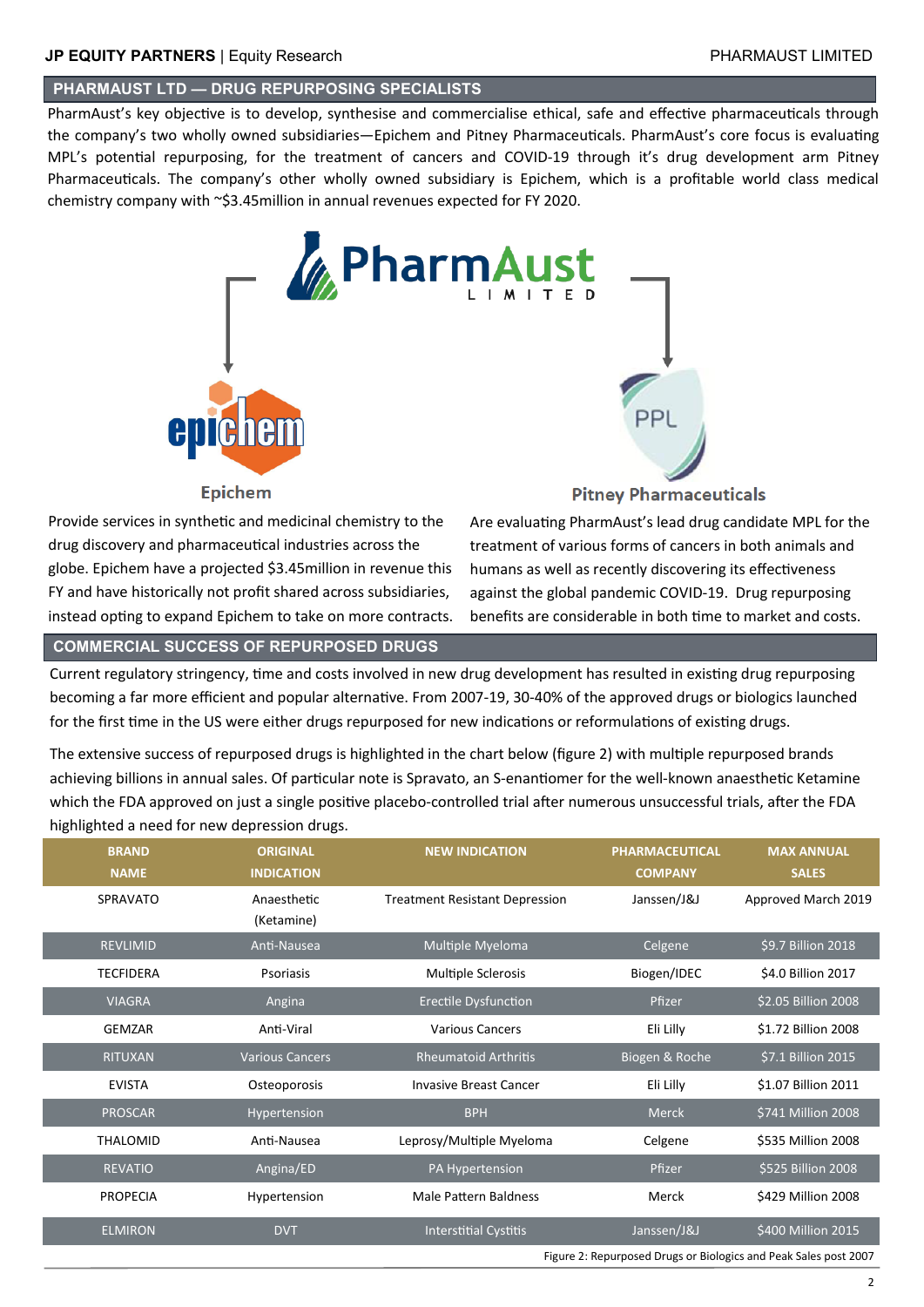## PHARMAUST LTD — DRUG REPURPOSING SPECIALISTS

PharmAust's key objective is to develop, synthesise and commercialise ethical, safe and effective pharmaceuticals through the company's two wholly owned subsidiaries—Epichem and Pitney Pharmaceuticals. PharmAust's core focus is evaluating MPL's potential repurposing, for the treatment of cancers and COVID-19 through it's drug development arm Pitney Pharmaceuticals. The company's other wholly owned subsidiary is Epichem, which is a profitable world class medical chemistry company with ~$3.45million in annual revenues expected for FY 2020.

PharmAust LIMITED

**Epichem**

Provide services in synthetic and medicinal chemistry to the drug discovery and pharmaceutical industries across the globe. Epichem have a projected $3.45million in revenue this FY and have historically not profit shared across subsidiaries, instead opting to expand Epichem to take on more contracts.

**Pitney Pharmaceuticals**

Are evaluating PharmAust's lead drug candidate MPL for the treatment of various forms of cancers in both animals and humans as well as recently discovering its effectiveness against the global pandemic COVID-19. Drug repurposing benefits are considerable in both time to market and costs.

## COMMERCIAL SUCCESS OF REPURPOSED DRUGS

Current regulatory stringency, time and costs involved in new drug development has resulted in existing drug repurposing becoming a far more efficient and popular alternative. From 2007-19, 30-40% of the approved drugs or biologics launched for the first time in the US were either drugs repurposed for new indications or reformulations of existing drugs.

The extensive success of repurposed drugs is highlighted in the chart below (figure 2) with multiple repurposed brands achieving billions in annual sales. Of particular note is Spravato, an S-enantiomer for the well-known anaesthetic Ketamine which the FDA approved on just a single positive placebo-controlled trial after numerous unsuccessful trials, after the FDA highlighted a need for new depression drugs.

| BRAND NAME | ORIGINAL INDICATION | NEW INDICATION | PHARMACEUTICAL COMPANY | MAX ANNUAL SALES |
|---|---|---|---|---|
| SPRAVATO | Anaesthetic (Ketamine) | Treatment Resistant Depression | Janssen/J&J | Approved March 2019 |
| REVLIMID | Anti-Nausea | Multiple Myeloma | Celgene | $9.7 Billion 2018 |
| TECFIDERA | Psoriasis | Multiple Sclerosis | Biogen/IDEC | $4.0 Billion 2017 |
| VIAGRA | Angina | Erectile Dysfunction | Pfizer | $2.05 Billion 2008 |
| GEMZAR | Anti-Viral | Various Cancers | Eli Lilly | $1.72 Billion 2008 |
| RITUXAN | Various Cancers | Rheumatoid Arthritis | Biogen & Roche | $7.1 Billion 2015 |
| EVISTA | Osteoporosis | Invasive Breast Cancer | Eli Lilly | $1.07 Billion 2011 |
| PROSCAR | Hypertension | BPH | Merck | $741 Million 2008 |
| THALOMID | Anti-Nausea | Leprosy/Multiple Myeloma | Celgene | $535 Million 2008 |
| REVATIO | Angina/ED | PA Hypertension | Pfizer | $525 Billion 2008 |
| PROPECIA | Hypertension | Male Pattern Baldness | Merck | $429 Million 2008 |
| ELMIRON | DVT | Interstitial Cystitis | Janssen/J&J | $400 Million 2015 |

Figure 2: Repurposed Drugs or Biologics and Peak Sales post 2007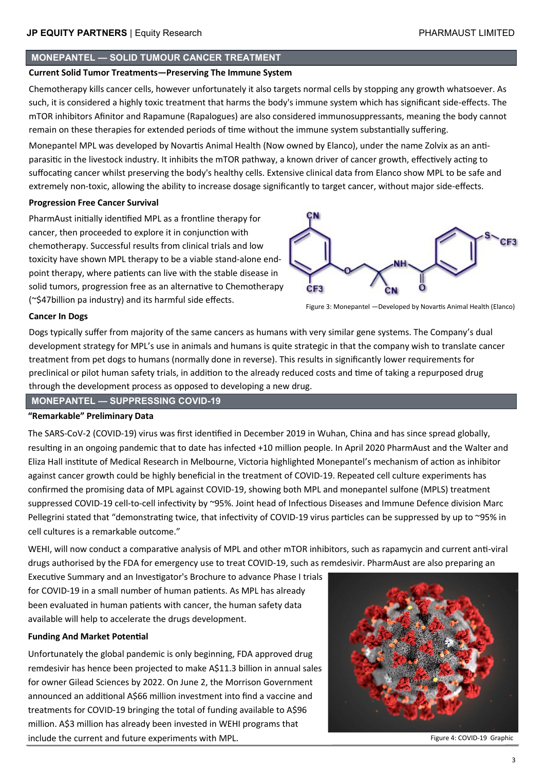## MONEPANTEL — SOLID TUMOUR CANCER TREATMENT

### Current Solid Tumor Treatments—Preserving The Immune System

Chemotherapy kills cancer cells, however unfortunately it also targets normal cells by stopping any growth whatsoever. As such, it is considered a highly toxic treatment that harms the body's immune system which has significant side-effects. The mTOR inhibitors Afinitor and Rapamune (Rapalogues) are also considered immunosuppressants, meaning the body cannot remain on these therapies for extended periods of time without the immune system substantially suffering.

Monepantel MPL was developed by Novartis Animal Health (Now owned by Elanco), under the name Zolvix as an anti-parasitic in the livestock industry. It inhibits the mTOR pathway, a known driver of cancer growth, effectively acting to suffocating cancer whilst preserving the body's healthy cells. Extensive clinical data from Elanco show MPL to be safe and extremely non-toxic, allowing the ability to increase dosage significantly to target cancer, without major side-effects.

### Progression Free Cancer Survival

PharmAust initially identified MPL as a frontline therapy for cancer, then proceeded to explore it in conjunction with chemotherapy. Successful results from clinical trials and low toxicity have shown MPL therapy to be a viable stand-alone end-point therapy, where patients can live with the stable disease in solid tumors, progression free as an alternative to Chemotherapy (~$47billion pa industry) and its harmful side effects.

Figure 3: Monepantel —Developed by Novartis Animal Health (Elanco)

### Cancer In Dogs

Dogs typically suffer from majority of the same cancers as humans with very similar gene systems. The Company's dual development strategy for MPL's use in animals and humans is quite strategic in that the company wish to translate cancer treatment from pet dogs to humans (normally done in reverse). This results in significantly lower requirements for preclinical or pilot human safety trials, in addition to the already reduced costs and time of taking a repurposed drug through the development process as opposed to developing a new drug.

## MONEPANTEL — SUPPRESSING COVID-19

### "Remarkable" Preliminary Data

The SARS-CoV-2 (COVID-19) virus was first identified in December 2019 in Wuhan, China and has since spread globally, resulting in an ongoing pandemic that to date has infected +10 million people. In April 2020 PharmAust and the Walter and Eliza Hall institute of Medical Research in Melbourne, Victoria highlighted Monepantel's mechanism of action as inhibitor against cancer growth could be highly beneficial in the treatment of COVID-19. Repeated cell culture experiments has confirmed the promising data of MPL against COVID-19, showing both MPL and monepantel sulfone (MPLS) treatment suppressed COVID-19 cell-to-cell infectivity by ~95%. Joint head of Infectious Diseases and Immune Defence division Marc Pellegrini stated that "demonstrating twice, that infectivity of COVID-19 virus particles can be suppressed by up to ~95% in cell cultures is a remarkable outcome."

WEHI, will now conduct a comparative analysis of MPL and other mTOR inhibitors, such as rapamycin and current anti-viral drugs authorised by the FDA for emergency use to treat COVID-19, such as remdesivir. PharmAust are also preparing an Executive Summary and an Investigator's Brochure to advance Phase I trials for COVID-19 in a small number of human patients. As MPL has already been evaluated in human patients with cancer, the human safety data available will help to accelerate the drugs development.

### Funding And Market Potential

Unfortunately the global pandemic is only beginning, FDA approved drug remdesivir has hence been projected to make A$11.3 billion in annual sales for owner Gilead Sciences by 2022. On June 2, the Morrison Government announced an additional A$66 million investment into find a vaccine and treatments for COVID-19 bringing the total of funding available to A$96 million. A$3 million has already been invested in WEHI programs that include the current and future experiments with MPL.

Figure 4: COVID-19 Graphic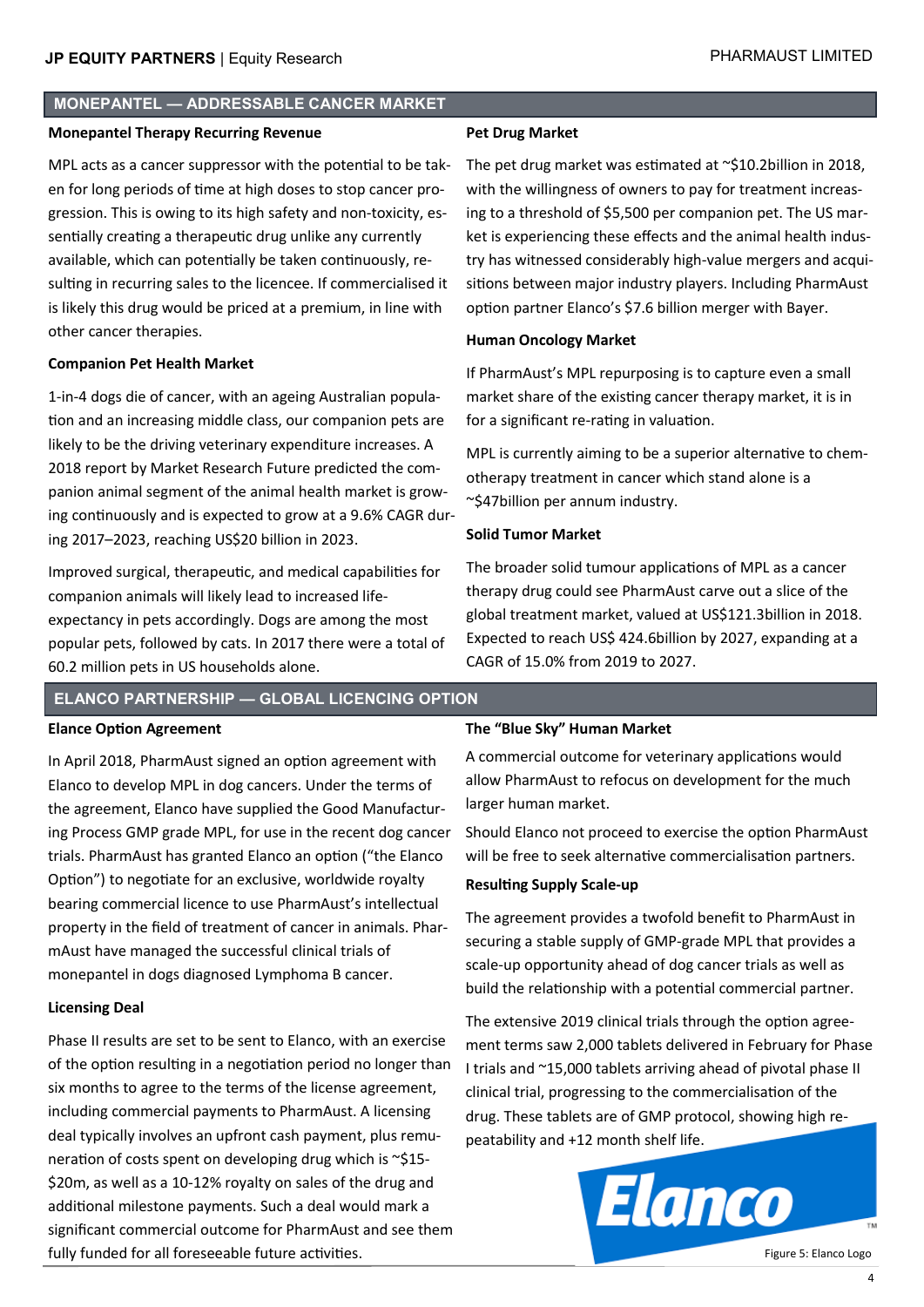## MONEPANTEL — ADDRESSABLE CANCER MARKET

### Monepantel Therapy Recurring Revenue

MPL acts as a cancer suppressor with the potential to be taken for long periods of time at high doses to stop cancer progression. This is owing to its high safety and non-toxicity, essentially creating a therapeutic drug unlike any currently available, which can potentially be taken continuously, resulting in recurring sales to the licencee. If commercialised it is likely this drug would be priced at a premium, in line with other cancer therapies.

### Companion Pet Health Market

1-in-4 dogs die of cancer, with an ageing Australian population and an increasing middle class, our companion pets are likely to be the driving veterinary expenditure increases. A 2018 report by Market Research Future predicted the companion animal segment of the animal health market is growing continuously and is expected to grow at a 9.6% CAGR during 2017–2023, reaching US$20 billion in 2023.

Improved surgical, therapeutic, and medical capabilities for companion animals will likely lead to increased life-expectancy in pets accordingly. Dogs are among the most popular pets, followed by cats. In 2017 there were a total of 60.2 million pets in US households alone.

### Pet Drug Market

The pet drug market was estimated at ~$10.2billion in 2018, with the willingness of owners to pay for treatment increasing to a threshold of $5,500 per companion pet. The US market is experiencing these effects and the animal health industry has witnessed considerably high-value mergers and acquisitions between major industry players. Including PharmAust option partner Elanco's $7.6 billion merger with Bayer.

### Human Oncology Market

If PharmAust's MPL repurposing is to capture even a small market share of the existing cancer therapy market, it is in for a significant re-rating in valuation.

MPL is currently aiming to be a superior alternative to chemotherapy treatment in cancer which stand alone is a ~$47billion per annum industry.

### Solid Tumor Market

The broader solid tumour applications of MPL as a cancer therapy drug could see PharmAust carve out a slice of the global treatment market, valued at US$121.3billion in 2018. Expected to reach US$ 424.6billion by 2027, expanding at a CAGR of 15.0% from 2019 to 2027.

## ELANCO PARTNERSHIP — GLOBAL LICENCING OPTION

### Elance Option Agreement

In April 2018, PharmAust signed an option agreement with Elanco to develop MPL in dog cancers. Under the terms of the agreement, Elanco have supplied the Good Manufacturing Process GMP grade MPL, for use in the recent dog cancer trials. PharmAust has granted Elanco an option ("the Elanco Option") to negotiate for an exclusive, worldwide royalty bearing commercial licence to use PharmAust's intellectual property in the field of treatment of cancer in animals. PharmAust have managed the successful clinical trials of monepantel in dogs diagnosed Lymphoma B cancer.

### Licensing Deal

Phase II results are set to be sent to Elanco, with an exercise of the option resulting in a negotiation period no longer than six months to agree to the terms of the license agreement, including commercial payments to PharmAust. A licensing deal typically involves an upfront cash payment, plus remuneration of costs spent on developing drug which is ~$15-$20m, as well as a 10-12% royalty on sales of the drug and additional milestone payments. Such a deal would mark a significant commercial outcome for PharmAust and see them fully funded for all foreseeable future activities.

### The "Blue Sky" Human Market

A commercial outcome for veterinary applications would allow PharmAust to refocus on development for the much larger human market.

Should Elanco not proceed to exercise the option PharmAust will be free to seek alternative commercialisation partners.

### Resulting Supply Scale-up

The agreement provides a twofold benefit to PharmAust in securing a stable supply of GMP-grade MPL that provides a scale-up opportunity ahead of dog cancer trials as well as build the relationship with a potential commercial partner.

The extensive 2019 clinical trials through the option agreement terms saw 2,000 tablets delivered in February for Phase I trials and ~15,000 tablets arriving ahead of pivotal phase II clinical trial, progressing to the commercialisation of the drug. These tablets are of GMP protocol, showing high repeatability and +12 month shelf life.

Figure 5: Elanco Logo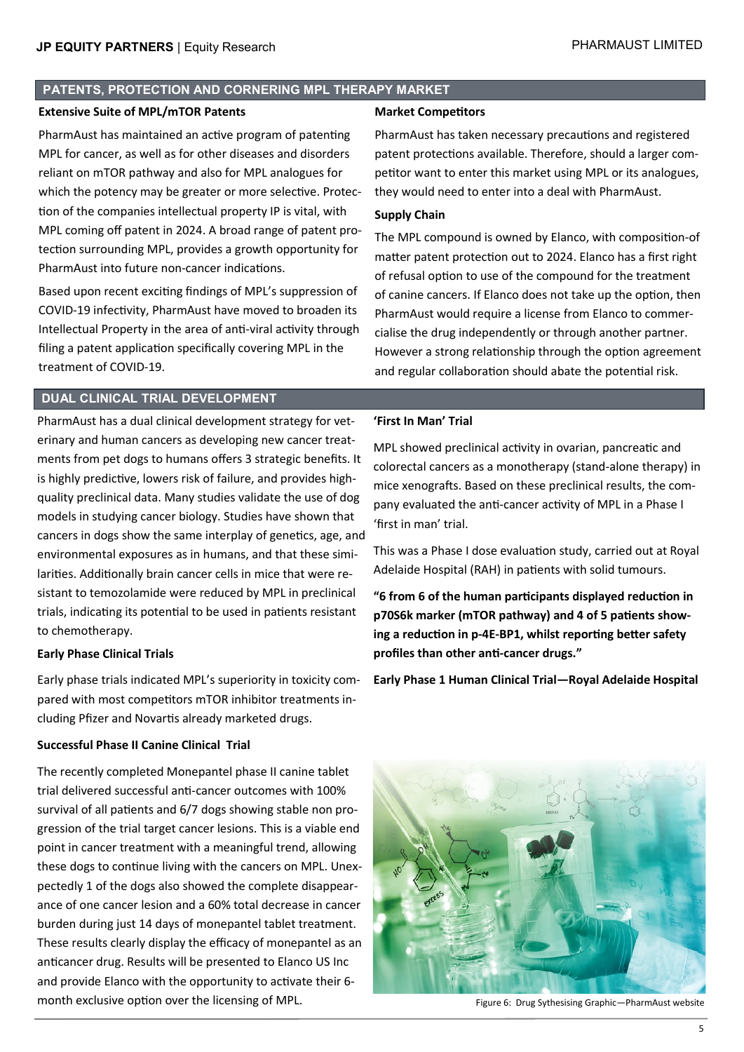## PATENTS, PROTECTION AND CORNERING MPL THERAPY MARKET

**Extensive Suite of MPL/mTOR Patents**

PharmAust has maintained an active program of patenting MPL for cancer, as well as for other diseases and disorders reliant on mTOR pathway and also for MPL analogues for which the potency may be greater or more selective. Protection of the companies intellectual property IP is vital, with MPL coming off patent in 2024. A broad range of patent protection surrounding MPL, provides a growth opportunity for PharmAust into future non-cancer indications.

Based upon recent exciting findings of MPL's suppression of COVID-19 infectivity, PharmAust have moved to broaden its Intellectual Property in the area of anti-viral activity through filing a patent application specifically covering MPL in the treatment of COVID-19.

**Market Competitors**

PharmAust has taken necessary precautions and registered patent protections available. Therefore, should a larger competitor want to enter this market using MPL or its analogues, they would need to enter into a deal with PharmAust.

**Supply Chain**

The MPL compound is owned by Elanco, with composition-of matter patent protection out to 2024. Elanco has a first right of refusal option to use of the compound for the treatment of canine cancers. If Elanco does not take up the option, then PharmAust would require a license from Elanco to commercialise the drug independently or through another partner. However a strong relationship through the option agreement and regular collaboration should abate the potential risk.

## DUAL CLINICAL TRIAL DEVELOPMENT

PharmAust has a dual clinical development strategy for veterinary and human cancers as developing new cancer treatments from pet dogs to humans offers 3 strategic benefits. It is highly predictive, lowers risk of failure, and provides high-quality preclinical data. Many studies validate the use of dog models in studying cancer biology. Studies have shown that cancers in dogs show the same interplay of genetics, age, and environmental exposures as in humans, and that these similarities. Additionally brain cancer cells in mice that were resistant to temozolamide were reduced by MPL in preclinical trials, indicating its potential to be used in patients resistant to chemotherapy.

**Early Phase Clinical Trials**

Early phase trials indicated MPL's superiority in toxicity compared with most competitors mTOR inhibitor treatments including Pfizer and Novartis already marketed drugs.

**Successful Phase II Canine Clinical Trial**

The recently completed Monepantel phase II canine tablet trial delivered successful anti-cancer outcomes with 100% survival of all patients and 6/7 dogs showing stable non progression of the trial target cancer lesions. This is a viable end point in cancer treatment with a meaningful trend, allowing these dogs to continue living with the cancers on MPL. Unexpectedly 1 of the dogs also showed the complete disappearance of one cancer lesion and a 60% total decrease in cancer burden during just 14 days of monepantel tablet treatment. These results clearly display the efficacy of monepantel as an anticancer drug. Results will be presented to Elanco US Inc and provide Elanco with the opportunity to activate their 6-month exclusive option over the licensing of MPL.

**'First In Man' Trial**

MPL showed preclinical activity in ovarian, pancreatic and colorectal cancers as a monotherapy (stand-alone therapy) in mice xenografts. Based on these preclinical results, the company evaluated the anti-cancer activity of MPL in a Phase I 'first in man' trial.

This was a Phase I dose evaluation study, carried out at Royal Adelaide Hospital (RAH) in patients with solid tumours.

**"6 from 6 of the human participants displayed reduction in p70S6k marker (mTOR pathway) and 4 of 5 patients showing a reduction in p-4E-BP1, whilst reporting better safety profiles than other anti-cancer drugs."**

**Early Phase 1 Human Clinical Trial—Royal Adelaide Hospital**

Figure 6: Drug Sythesising Graphic—PharmAust website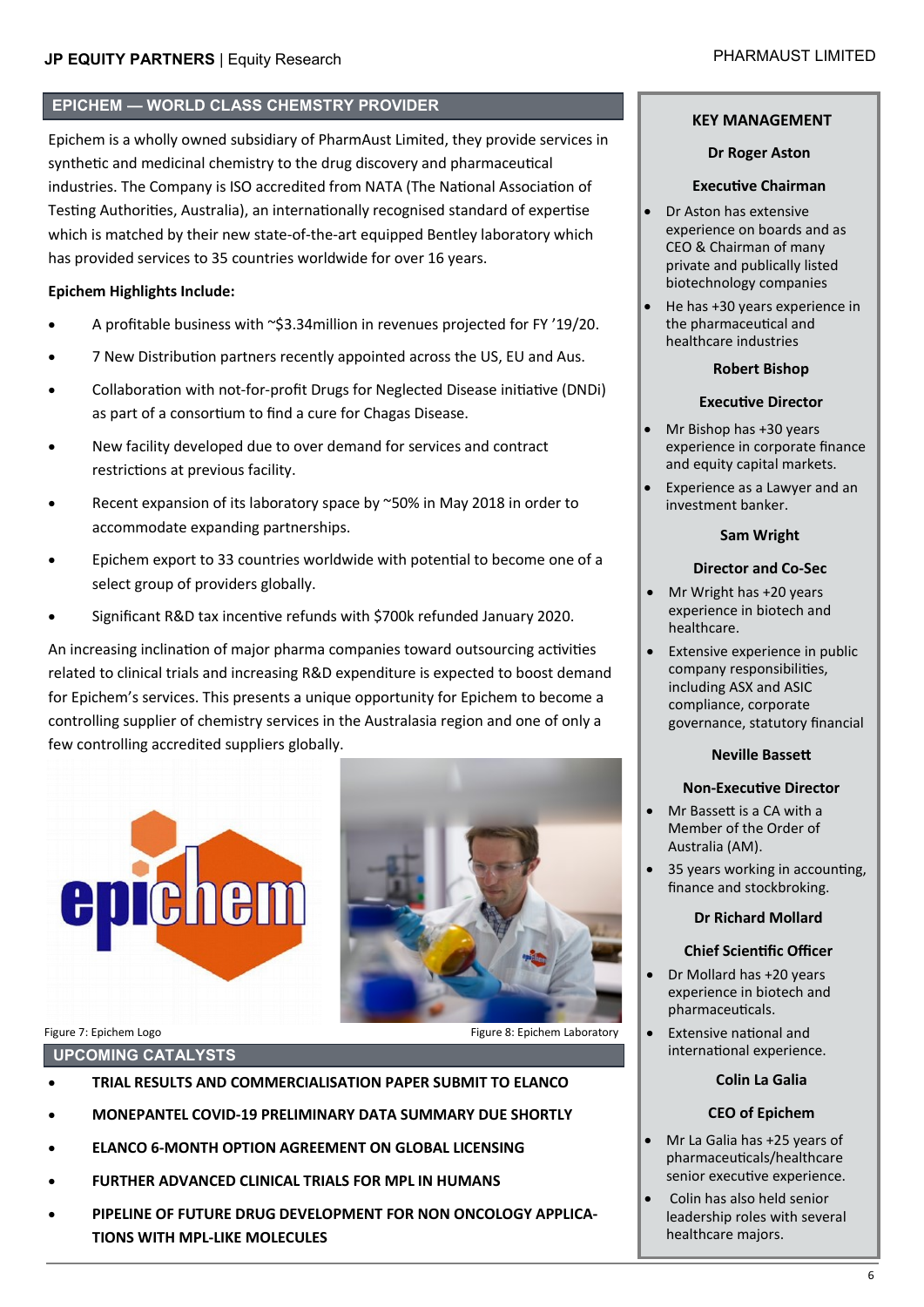## EPICHEM — WORLD CLASS CHEMSTRY PROVIDER

Epichem is a wholly owned subsidiary of PharmAust Limited, they provide services in synthetic and medicinal chemistry to the drug discovery and pharmaceutical industries. The Company is ISO accredited from NATA (The National Association of Testing Authorities, Australia), an internationally recognised standard of expertise which is matched by their new state-of-the-art equipped Bentley laboratory which has provided services to 35 countries worldwide for over 16 years.

**Epichem Highlights Include:**

- A profitable business with ~$3.34million in revenues projected for FY '19/20.
- 7 New Distribution partners recently appointed across the US, EU and Aus.
- Collaboration with not-for-profit Drugs for Neglected Disease initiative (DNDi) as part of a consortium to find a cure for Chagas Disease.
- New facility developed due to over demand for services and contract restrictions at previous facility.
- Recent expansion of its laboratory space by ~50% in May 2018 in order to accommodate expanding partnerships.
- Epichem export to 33 countries worldwide with potential to become one of a select group of providers globally.
- Significant R&D tax incentive refunds with $700k refunded January 2020.

An increasing inclination of major pharma companies toward outsourcing activities related to clinical trials and increasing R&D expenditure is expected to boost demand for Epichem's services. This presents a unique opportunity for Epichem to become a controlling supplier of chemistry services in the Australasia region and one of only a few controlling accredited suppliers globally.

Figure 7: Epichem Logo

Figure 8: Epichem Laboratory

## UPCOMING CATALYSTS

- **TRIAL RESULTS AND COMMERCIALISATION PAPER SUBMIT TO ELANCO**
- **MONEPANTEL COVID-19 PRELIMINARY DATA SUMMARY DUE SHORTLY**
- **ELANCO 6-MONTH OPTION AGREEMENT ON GLOBAL LICENSING**
- **FURTHER ADVANCED CLINICAL TRIALS FOR MPL IN HUMANS**
- **PIPELINE OF FUTURE DRUG DEVELOPMENT FOR NON ONCOLOGY APPLICATIONS WITH MPL-LIKE MOLECULES**

## KEY MANAGEMENT

### Dr Roger Aston

**Executive Chairman**

- Dr Aston has extensive experience on boards and as CEO & Chairman of many private and publically listed biotechnology companies
- He has +30 years experience in the pharmaceutical and healthcare industries

### Robert Bishop

**Executive Director**

- Mr Bishop has +30 years experience in corporate finance and equity capital markets.
- Experience as a Lawyer and an investment banker.

### Sam Wright

**Director and Co-Sec**

- Mr Wright has +20 years experience in biotech and healthcare.
- Extensive experience in public company responsibilities, including ASX and ASIC compliance, corporate governance, statutory financial

### Neville Bassett

**Non-Executive Director**

- Mr Bassett is a CA with a Member of the Order of Australia (AM).
- 35 years working in accounting, finance and stockbroking.

### Dr Richard Mollard

**Chief Scientific Officer**

- Dr Mollard has +20 years experience in biotech and pharmaceuticals.
- Extensive national and international experience.

### Colin La Galia

**CEO of Epichem**

- Mr La Galia has +25 years of pharmaceuticals/healthcare senior executive experience.
- Colin has also held senior leadership roles with several healthcare majors.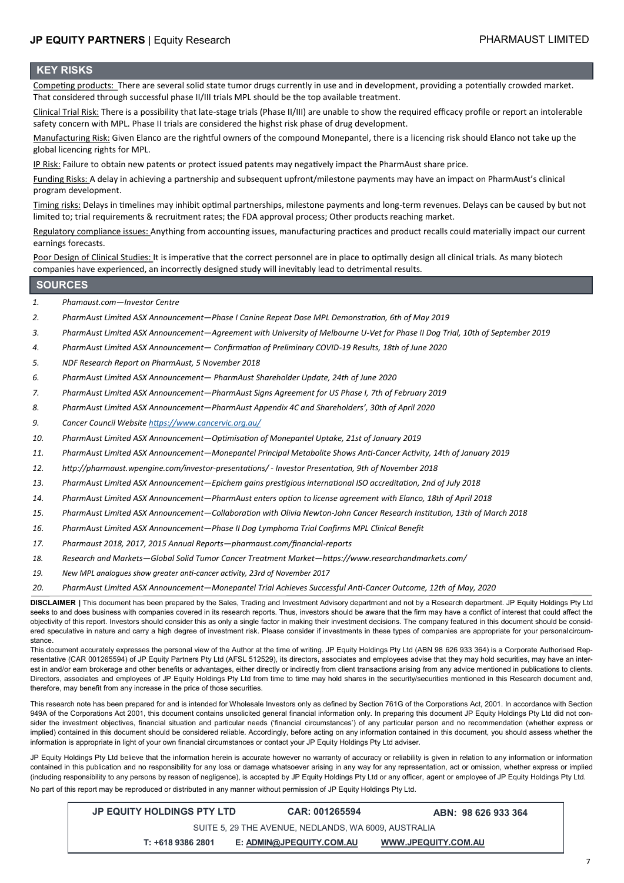## KEY RISKS

Competing products: There are several solid state tumor drugs currently in use and in development, providing a potentially crowded market. That considered through successful phase II/III trials MPL should be the top available treatment.

Clinical Trial Risk: There is a possibility that late-stage trials (Phase II/III) are unable to show the required efficacy profile or report an intolerable safety concern with MPL. Phase II trials are considered the highst risk phase of drug development.

Manufacturing Risk: Given Elanco are the rightful owners of the compound Monepantel, there is a licencing risk should Elanco not take up the global licencing rights for MPL.

IP Risk: Failure to obtain new patents or protect issued patents may negatively impact the PharmAust share price.

Funding Risks: A delay in achieving a partnership and subsequent upfront/milestone payments may have an impact on PharmAust's clinical program development.

Timing risks: Delays in timelines may inhibit optimal partnerships, milestone payments and long-term revenues. Delays can be caused by but not limited to; trial requirements & recruitment rates; the FDA approval process; Other products reaching market.

Regulatory compliance issues: Anything from accounting issues, manufacturing practices and product recalls could materially impact our current earnings forecasts.

Poor Design of Clinical Studies: It is imperative that the correct personnel are in place to optimally design all clinical trials. As many biotech companies have experienced, an incorrectly designed study will inevitably lead to detrimental results.

## SOURCES

1. *Phamaust.com—Investor Centre*
2. *PharmAust Limited ASX Announcement—Phase I Canine Repeat Dose MPL Demonstration, 6th of May 2019*
3. *PharmAust Limited ASX Announcement—Agreement with University of Melbourne U-Vet for Phase II Dog Trial, 10th of September 2019*
4. *PharmAust Limited ASX Announcement— Confirmation of Preliminary COVID-19 Results, 18th of June 2020*
5. *NDF Research Report on PharmAust, 5 November 2018*
6. *PharmAust Limited ASX Announcement— PharmAust Shareholder Update, 24th of June 2020*
7. *PharmAust Limited ASX Announcement—PharmAust Signs Agreement for US Phase I, 7th of February 2019*
8. *PharmAust Limited ASX Announcement—PharmAust Appendix 4C and Shareholders', 30th of April 2020*
9. *Cancer Council Website https://www.cancervic.org.au/*
10. *PharmAust Limited ASX Announcement—Optimisation of Monepantel Uptake, 21st of January 2019*
11. *PharmAust Limited ASX Announcement—Monepantel Principal Metabolite Shows Anti-Cancer Activity, 14th of January 2019*
12. *http://pharmaust.wpengine.com/investor-presentations/ - Investor Presentation, 9th of November 2018*
13. *PharmAust Limited ASX Announcement—Epichem gains prestigious international ISO accreditation, 2nd of July 2018*
14. *PharmAust Limited ASX Announcement—PharmAust enters option to license agreement with Elanco, 18th of April 2018*
15. *PharmAust Limited ASX Announcement—Collaboration with Olivia Newton-John Cancer Research Institution, 13th of March 2018*
16. *PharmAust Limited ASX Announcement—Phase II Dog Lymphoma Trial Confirms MPL Clinical Benefit*
17. *Pharmaust 2018, 2017, 2015 Annual Reports—pharmaust.com/financial-reports*
18. *Research and Markets—Global Solid Tumor Cancer Treatment Market—https://www.researchandmarkets.com/*
19. *New MPL analogues show greater anti-cancer activity, 23rd of November 2017*
20. *PharmAust Limited ASX Announcement—Monepantel Trial Achieves Successful Anti-Cancer Outcome, 12th of May, 2020*

**DISCLAIMER |** This document has been prepared by the Sales, Trading and Investment Advisory department and not by a Research department. JP Equity Holdings Pty Ltd seeks to and does business with companies covered in its research reports. Thus, investors should be aware that the firm may have a conflict of interest that could affect the objectivity of this report. Investors should consider this as only a single factor in making their investment decisions. The company featured in this document should be considered speculative in nature and carry a high degree of investment risk. Please consider if investments in these types of companies are appropriate for your personalcircumstance.

This document accurately expresses the personal view of the Author at the time of writing. JP Equity Holdings Pty Ltd (ABN 98 626 933 364) is a Corporate Authorised Representative (CAR 001265594) of JP Equity Partners Pty Ltd (AFSL 512529), its directors, associates and employees advise that they may hold securities, may have an interest in and/or earn brokerage and other benefits or advantages, either directly or indirectly from client transactions arising from any advice mentioned in publications to clients. Directors, associates and employees of JP Equity Holdings Pty Ltd from time to time may hold shares in the security/securities mentioned in this Research document and, therefore, may benefit from any increase in the price of those securities.

This research note has been prepared for and is intended for Wholesale Investors only as defined by Section 761G of the Corporations Act, 2001. In accordance with Section 949A of the Corporations Act 2001, this document contains unsolicited general financial information only. In preparing this document JP Equity Holdings Pty Ltd did not consider the investment objectives, financial situation and particular needs ('financial circumstances') of any particular person and no recommendation (whether express or implied) contained in this document should be considered reliable. Accordingly, before acting on any information contained in this document, you should assess whether the information is appropriate in light of your own financial circumstances or contact your JP Equity Holdings Pty Ltd adviser.

JP Equity Holdings Pty Ltd believe that the information herein is accurate however no warranty of accuracy or reliability is given in relation to any information or information contained in this publication and no responsibility for any loss or damage whatsoever arising in any way for any representation, act or omission, whether express or implied (including responsibility to any persons by reason of negligence), is accepted by JP Equity Holdings Pty Ltd or any officer, agent or employee of JP Equity Holdings Pty Ltd.

No part of this report may be reproduced or distributed in any manner without permission of JP Equity Holdings Pty Ltd.

**JP EQUITY HOLDINGS PTY LTD** | **CAR: 001265594** | **ABN: 98 626 933 364**

SUITE 5, 29 THE AVENUE, NEDLANDS, WA 6009, AUSTRALIA

**T: +618 9386 2801** | **E: ADMIN@JPEQUITY.COM.AU** | **WWW.JPEQUITY.COM.AU**